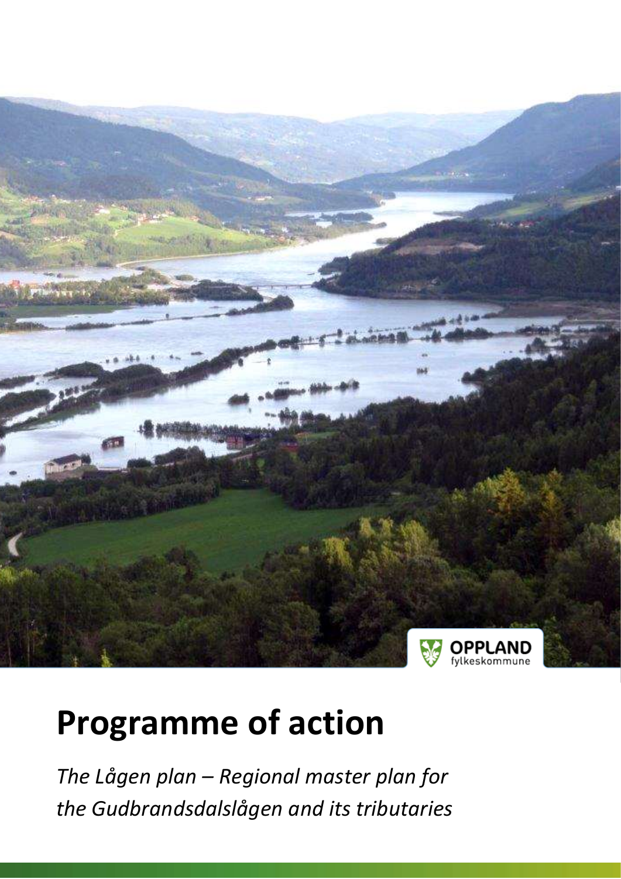OPPLAND fylkeskommune

# Programme of action

*The Lågen plan – Regional master plan for the Gudbrandsdalslågen and its tributaries*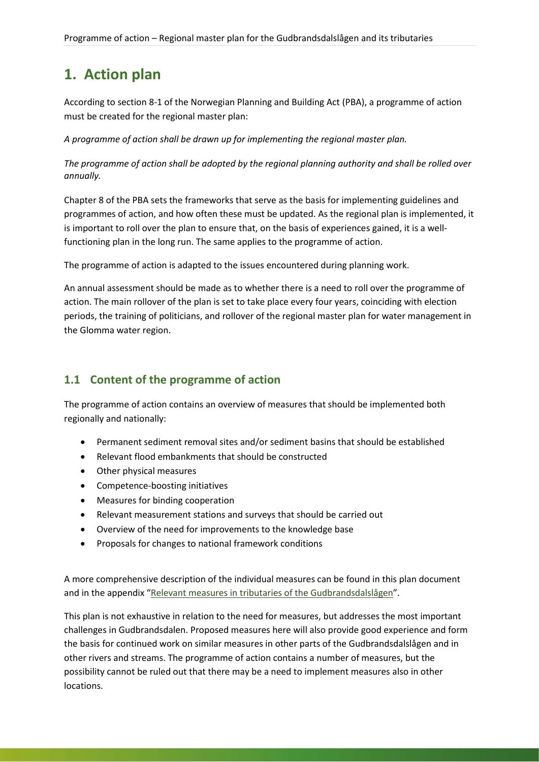# 1. Action plan

According to section 8-1 of the Norwegian Planning and Building Act (PBA), a programme of action must be created for the regional master plan:

*A programme of action shall be drawn up for implementing the regional master plan.*

*The programme of action shall be adopted by the regional planning authority and shall be rolled over annually.*

Chapter 8 of the PBA sets the frameworks that serve as the basis for implementing guidelines and programmes of action, and how often these must be updated. As the regional plan is implemented, it is important to roll over the plan to ensure that, on the basis of experiences gained, it is a well-functioning plan in the long run. The same applies to the programme of action.

The programme of action is adapted to the issues encountered during planning work.

An annual assessment should be made as to whether there is a need to roll over the programme of action. The main rollover of the plan is set to take place every four years, coinciding with election periods, the training of politicians, and rollover of the regional master plan for water management in the Glomma water region.

## 1.1 Content of the programme of action

The programme of action contains an overview of measures that should be implemented both regionally and nationally:

- Permanent sediment removal sites and/or sediment basins that should be established
- Relevant flood embankments that should be constructed
- Other physical measures
- Competence-boosting initiatives
- Measures for binding cooperation
- Relevant measurement stations and surveys that should be carried out
- Overview of the need for improvements to the knowledge base
- Proposals for changes to national framework conditions

A more comprehensive description of the individual measures can be found in this plan document and in the appendix "Relevant measures in tributaries of the Gudbrandsdalslågen".

This plan is not exhaustive in relation to the need for measures, but addresses the most important challenges in Gudbrandsdalen. Proposed measures here will also provide good experience and form the basis for continued work on similar measures in other parts of the Gudbrandsdalslågen and in other rivers and streams. The programme of action contains a number of measures, but the possibility cannot be ruled out that there may be a need to implement measures also in other locations.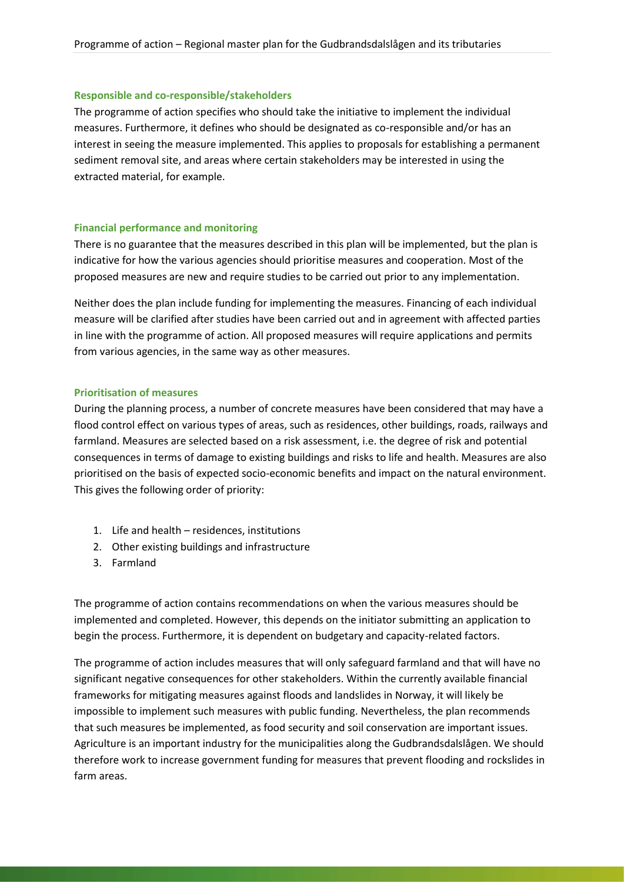### Responsible and co-responsible/stakeholders

The programme of action specifies who should take the initiative to implement the individual measures. Furthermore, it defines who should be designated as co-responsible and/or has an interest in seeing the measure implemented. This applies to proposals for establishing a permanent sediment removal site, and areas where certain stakeholders may be interested in using the extracted material, for example.

### Financial performance and monitoring

There is no guarantee that the measures described in this plan will be implemented, but the plan is indicative for how the various agencies should prioritise measures and cooperation. Most of the proposed measures are new and require studies to be carried out prior to any implementation.

Neither does the plan include funding for implementing the measures. Financing of each individual measure will be clarified after studies have been carried out and in agreement with affected parties in line with the programme of action. All proposed measures will require applications and permits from various agencies, in the same way as other measures.

### Prioritisation of measures

During the planning process, a number of concrete measures have been considered that may have a flood control effect on various types of areas, such as residences, other buildings, roads, railways and farmland. Measures are selected based on a risk assessment, i.e. the degree of risk and potential consequences in terms of damage to existing buildings and risks to life and health. Measures are also prioritised on the basis of expected socio-economic benefits and impact on the natural environment. This gives the following order of priority:

1. Life and health – residences, institutions
2. Other existing buildings and infrastructure
3. Farmland

The programme of action contains recommendations on when the various measures should be implemented and completed. However, this depends on the initiator submitting an application to begin the process. Furthermore, it is dependent on budgetary and capacity-related factors.

The programme of action includes measures that will only safeguard farmland and that will have no significant negative consequences for other stakeholders. Within the currently available financial frameworks for mitigating measures against floods and landslides in Norway, it will likely be impossible to implement such measures with public funding. Nevertheless, the plan recommends that such measures be implemented, as food security and soil conservation are important issues. Agriculture is an important industry for the municipalities along the Gudbrandsdalslågen. We should therefore work to increase government funding for measures that prevent flooding and rockslides in farm areas.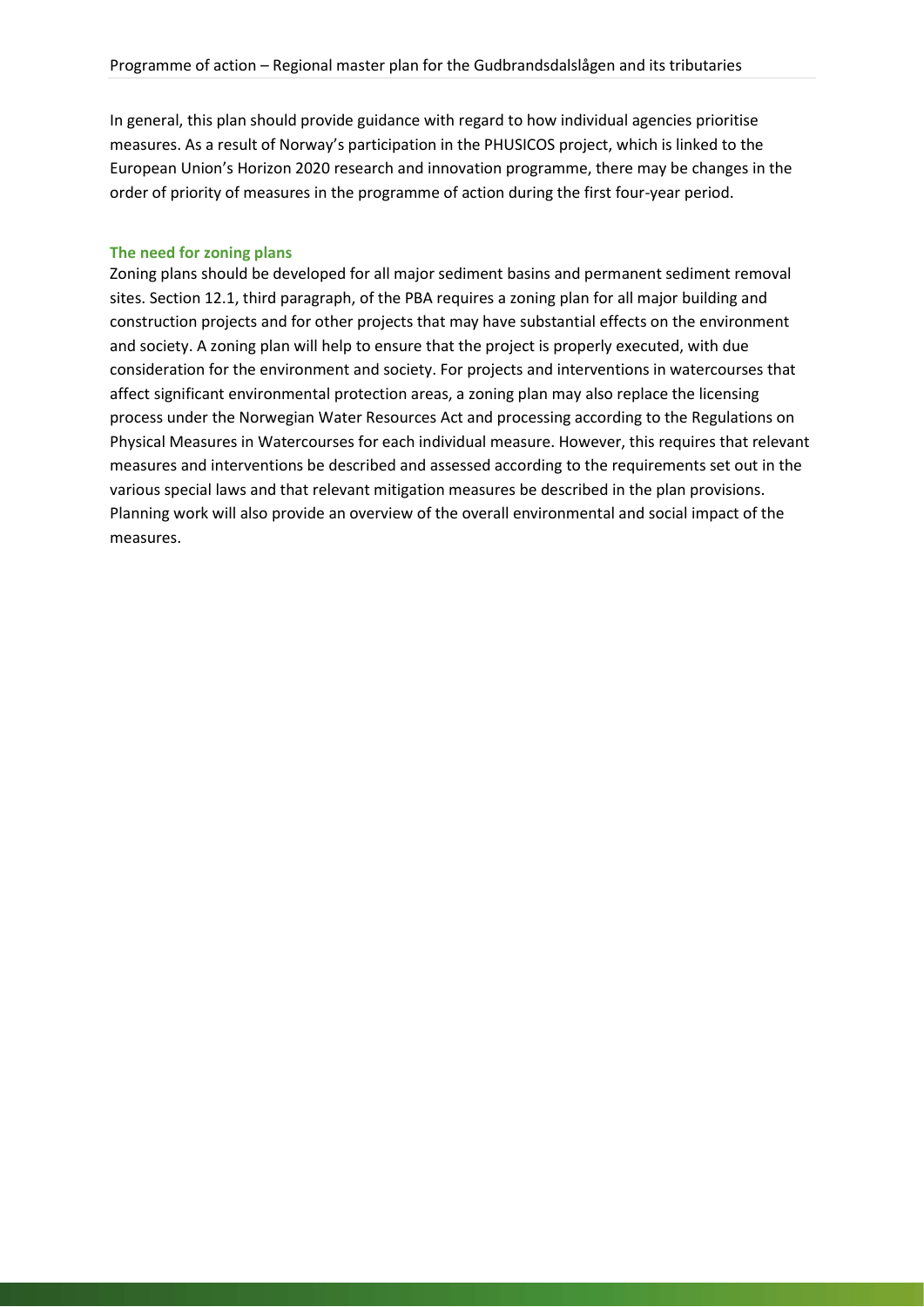In general, this plan should provide guidance with regard to how individual agencies prioritise measures. As a result of Norway's participation in the PHUSICOS project, which is linked to the European Union's Horizon 2020 research and innovation programme, there may be changes in the order of priority of measures in the programme of action during the first four-year period.

### The need for zoning plans

Zoning plans should be developed for all major sediment basins and permanent sediment removal sites. Section 12.1, third paragraph, of the PBA requires a zoning plan for all major building and construction projects and for other projects that may have substantial effects on the environment and society. A zoning plan will help to ensure that the project is properly executed, with due consideration for the environment and society. For projects and interventions in watercourses that affect significant environmental protection areas, a zoning plan may also replace the licensing process under the Norwegian Water Resources Act and processing according to the Regulations on Physical Measures in Watercourses for each individual measure. However, this requires that relevant measures and interventions be described and assessed according to the requirements set out in the various special laws and that relevant mitigation measures be described in the plan provisions. Planning work will also provide an overview of the overall environmental and social impact of the measures.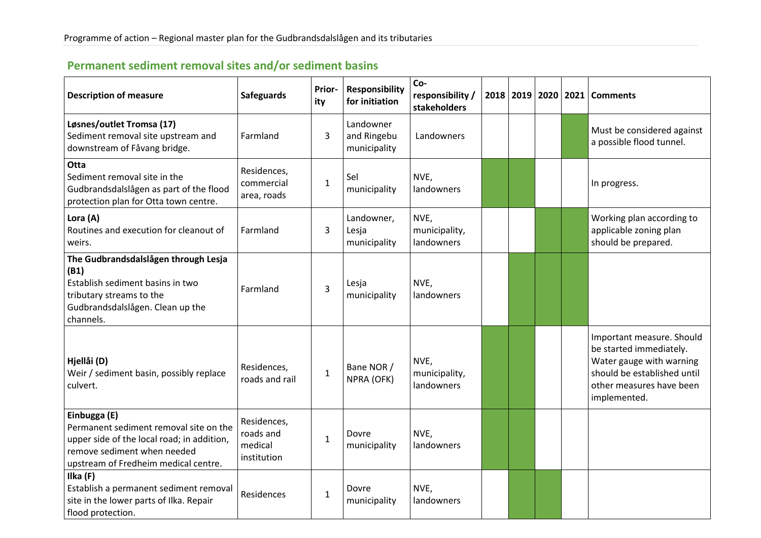## Permanent sediment removal sites and/or sediment basins

| Description of measure | Safeguards | Prior-ity | Responsibility for initiation | Co-responsibility / stakeholders | 2018 | 2019 | 2020 | 2021 | Comments |
|---|---|---|---|---|---|---|---|---|---|
| **Løsnes/outlet Tromsa (17)**<br>Sediment removal site upstream and downstream of Fåvang bridge. | Farmland | 3 | Landowner and Ringebu municipality | Landowners | | | | X | Must be considered against a possible flood tunnel. |
| **Otta**<br>Sediment removal site in the Gudbrandsdalslågen as part of the flood protection plan for Otta town centre. | Residences, commercial area, roads | 1 | Sel municipality | NVE, landowners | X | X | | | In progress. |
| **Lora (A)**<br>Routines and execution for cleanout of weirs. | Farmland | 3 | Landowner, Lesja municipality | NVE, municipality, landowners | | | X | X | Working plan according to applicable zoning plan should be prepared. |
| **The Gudbrandsdalslågen through Lesja (B1)**<br>Establish sediment basins in two tributary streams to the Gudbrandsdalslågen. Clean up the channels. | Farmland | 3 | Lesja municipality | NVE, landowners | | X | X | X | |
| **Hjellåi (D)**<br>Weir / sediment basin, possibly replace culvert. | Residences, roads and rail | 1 | Bane NOR / NPRA (OFK) | NVE, municipality, landowners | X | X | | | Important measure. Should be started immediately. Water gauge with warning should be established until other measures have been implemented. |
| **Einbugga (E)**<br>Permanent sediment removal site on the upper side of the local road; in addition, remove sediment when needed upstream of Fredheim medical centre. | Residences, roads and medical institution | 1 | Dovre municipality | NVE, landowners | X | X | | | |
| **Ilka (F)**<br>Establish a permanent sediment removal site in the lower parts of Ilka. Repair flood protection. | Residences | 1 | Dovre municipality | NVE, landowners | | X | X | | |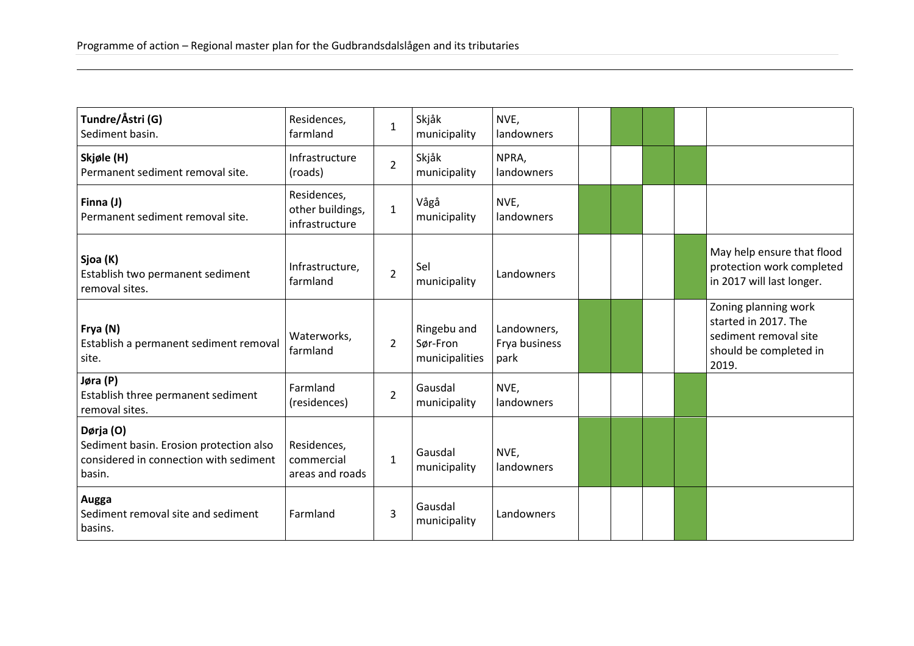| | | | | | | | | | |
|---|---|---|---|---|---|---|---|---|---|
| **Tundre/Åstri (G)**<br>Sediment basin. | Residences, farmland | 1 | Skjåk municipality | NVE, landowners | | | | | |
| **Skjøle (H)**<br>Permanent sediment removal site. | Infrastructure (roads) | 2 | Skjåk municipality | NPRA, landowners | | | | | |
| **Finna (J)**<br>Permanent sediment removal site. | Residences, other buildings, infrastructure | 1 | Vågå municipality | NVE, landowners | | | | | |
| **Sjoa (K)**<br>Establish two permanent sediment removal sites. | Infrastructure, farmland | 2 | Sel municipality | Landowners | | | | | May help ensure that flood protection work completed in 2017 will last longer. |
| **Frya (N)**<br>Establish a permanent sediment removal site. | Waterworks, farmland | 2 | Ringebu and Sør-Fron municipalities | Landowners, Frya business park | | | | | Zoning planning work started in 2017. The sediment removal site should be completed in 2019. |
| **Jøra (P)**<br>Establish three permanent sediment removal sites. | Farmland (residences) | 2 | Gausdal municipality | NVE, landowners | | | | | |
| **Dørja (O)**<br>Sediment basin. Erosion protection also considered in connection with sediment basin. | Residences, commercial areas and roads | 1 | Gausdal municipality | NVE, landowners | | | | | |
| **Augga**<br>Sediment removal site and sediment basins. | Farmland | 3 | Gausdal municipality | Landowners | | | | | |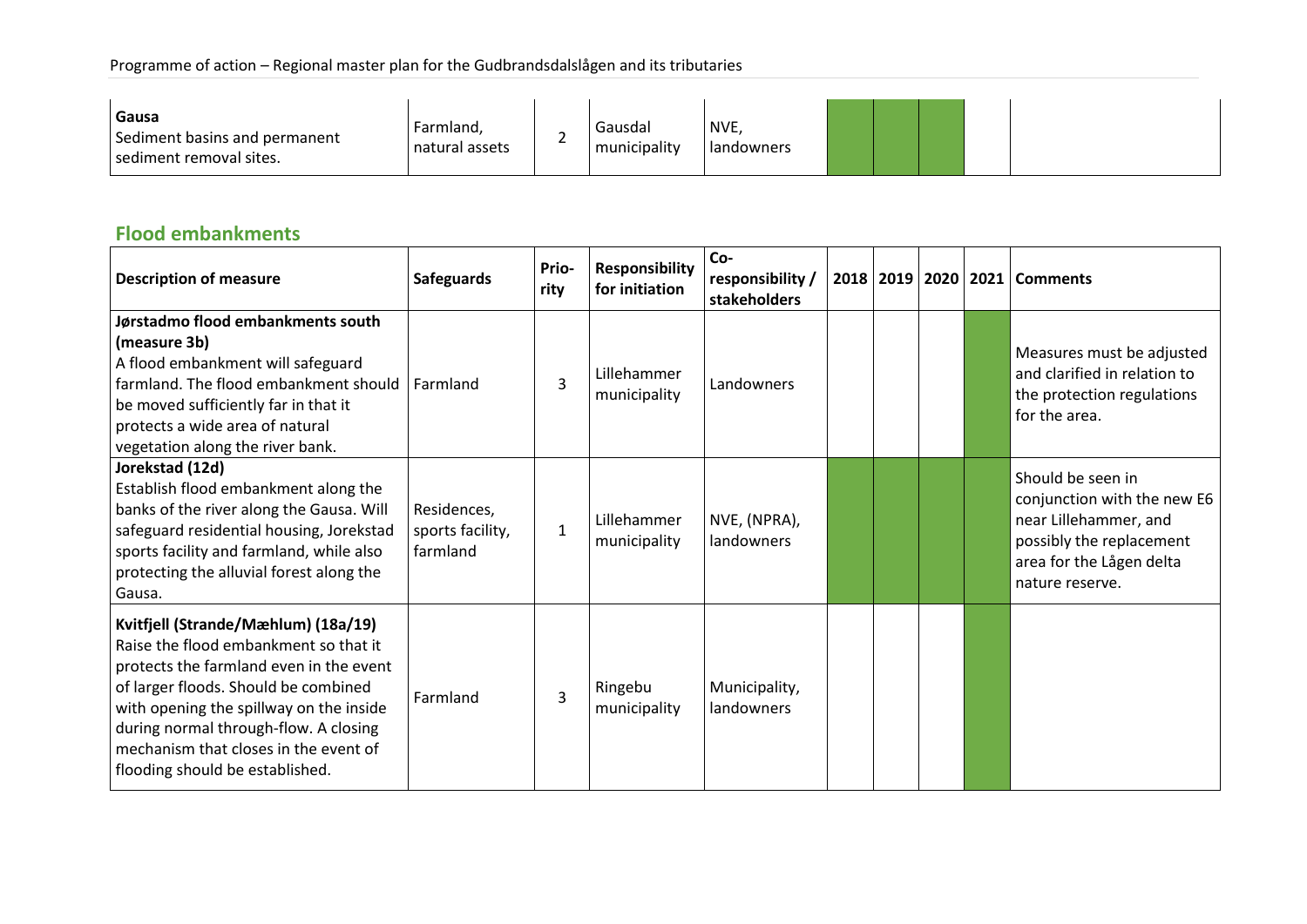| Description of measure | Safeguards | Prio-rity | Responsibility for initiation | Co-responsibility / stakeholders | 2018 | 2019 | 2020 | 2021 | Comments |
|---|---|---|---|---|---|---|---|---|---|
| **Gausa** Sediment basins and permanent sediment removal sites. | Farmland, natural assets | 2 | Gausdal municipality | NVE, landowners | ■ | ■ | ■ | | |

## Flood embankments

| Description of measure | Safeguards | Prio-rity | Responsibility for initiation | Co-responsibility / stakeholders | 2018 | 2019 | 2020 | 2021 | Comments |
|---|---|---|---|---|---|---|---|---|---|
| **Jørstadmo flood embankments south (measure 3b)** A flood embankment will safeguard farmland. The flood embankment should be moved sufficiently far in that it protects a wide area of natural vegetation along the river bank. | Farmland | 3 | Lillehammer municipality | Landowners | | | | ■ | Measures must be adjusted and clarified in relation to the protection regulations for the area. |
| **Jorekstad (12d)** Establish flood embankment along the banks of the river along the Gausa. Will safeguard residential housing, Jorekstad sports facility and farmland, while also protecting the alluvial forest along the Gausa. | Residences, sports facility, farmland | 1 | Lillehammer municipality | NVE, (NPRA), landowners | ■ | ■ | ■ | | Should be seen in conjunction with the new E6 near Lillehammer, and possibly the replacement area for the Lågen delta nature reserve. |
| **Kvitfjell (Strande/Mæhlum) (18a/19)** Raise the flood embankment so that it protects the farmland even in the event of larger floods. Should be combined with opening the spillway on the inside during normal through-flow. A closing mechanism that closes in the event of flooding should be established. | Farmland | 3 | Ringebu municipality | Municipality, landowners | | | | ■ | |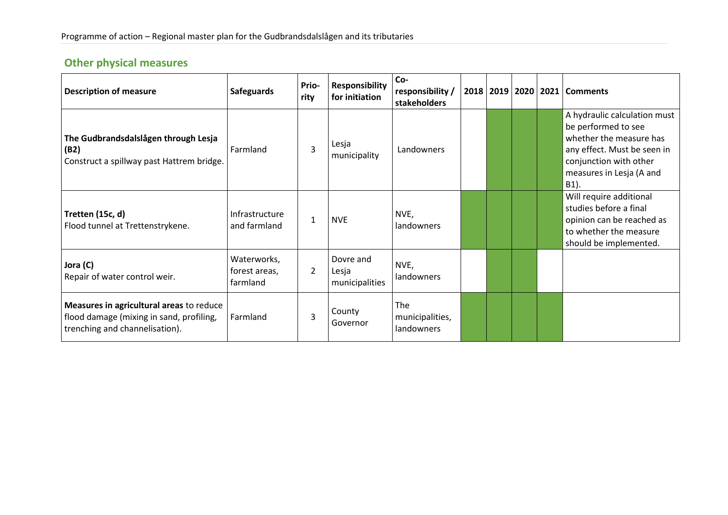## Other physical measures

| Description of measure | Safeguards | Prio-rity | Responsibility for initiation | Co-responsibility / stakeholders | 2018 | 2019 | 2020 | 2021 | Comments |
|---|---|---|---|---|---|---|---|---|---|
| **The Gudbrandsdalslågen through Lesja (B2)**<br>Construct a spillway past Hattrem bridge. | Farmland | 3 | Lesja municipality | Landowners | | | | | A hydraulic calculation must be performed to see whether the measure has any effect. Must be seen in conjunction with other measures in Lesja (A and B1). |
| **Tretten (15c, d)**<br>Flood tunnel at Trettenstrykene. | Infrastructure and farmland | 1 | NVE | NVE, landowners | | | | | Will require additional studies before a final opinion can be reached as to whether the measure should be implemented. |
| **Jora (C)**<br>Repair of water control weir. | Waterworks, forest areas, farmland | 2 | Dovre and Lesja municipalities | NVE, landowners | | | | | |
| **Measures in agricultural areas** to reduce flood damage (mixing in sand, profiling, trenching and channelisation). | Farmland | 3 | County Governor | The municipalities, landowners | | | | | |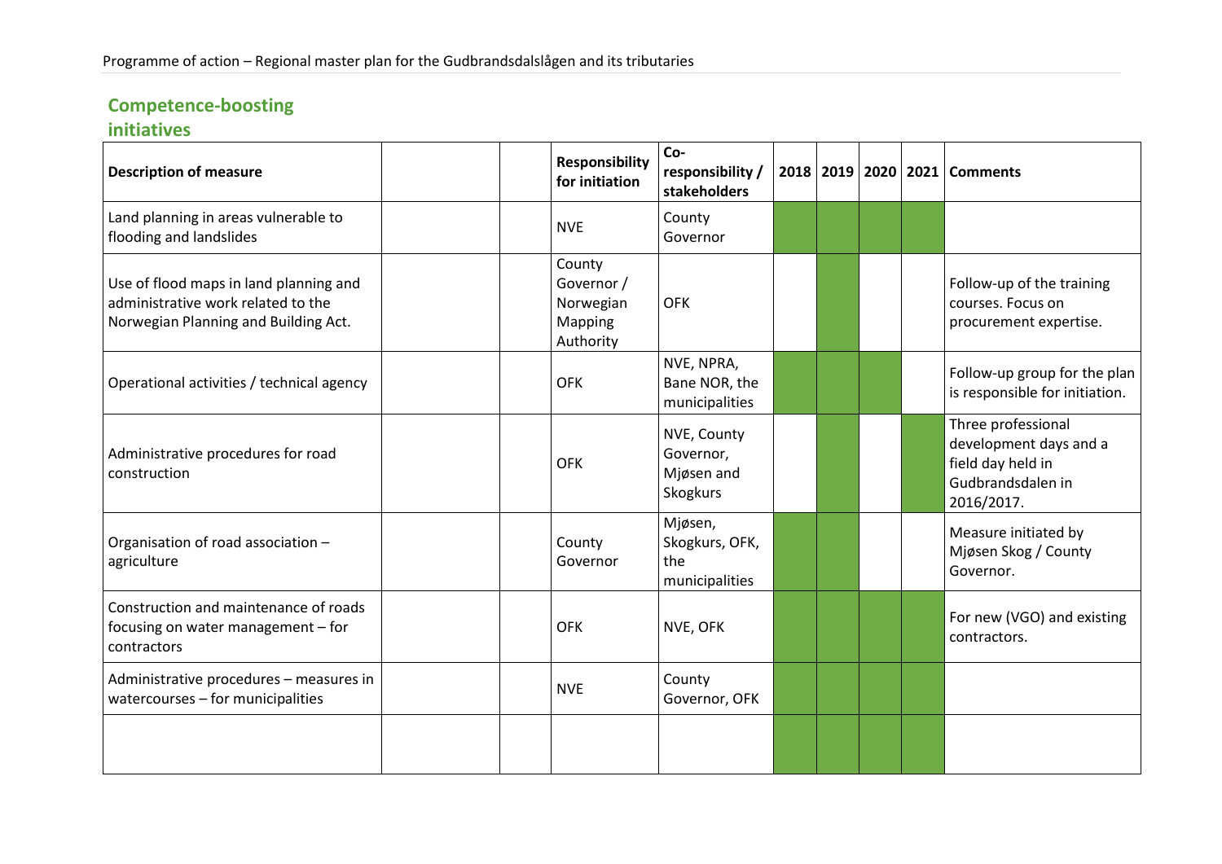## Competence-boosting initiatives

| Description of measure | | | Responsibility for initiation | Co-responsibility / stakeholders | 2018 | 2019 | 2020 | 2021 | Comments |
|---|---|---|---|---|---|---|---|---|---|
| Land planning in areas vulnerable to flooding and landslides | | | NVE | County Governor | ■ | ■ | ■ | ■ | |
| Use of flood maps in land planning and administrative work related to the Norwegian Planning and Building Act. | | | County Governor / Norwegian Mapping Authority | OFK | | ■ | | | Follow-up of the training courses. Focus on procurement expertise. |
| Operational activities / technical agency | | | OFK | NVE, NPRA, Bane NOR, the municipalities | ■ | ■ | ■ | | Follow-up group for the plan is responsible for initiation. |
| Administrative procedures for road construction | | | OFK | NVE, County Governor, Mjøsen and Skogkurs | | ■ | | ■ | Three professional development days and a field day held in Gudbrandsdalen in 2016/2017. |
| Organisation of road association – agriculture | | | County Governor | Mjøsen, Skogkurs, OFK, the municipalities | ■ | ■ | | | Measure initiated by Mjøsen Skog / County Governor. |
| Construction and maintenance of roads focusing on water management – for contractors | | | OFK | NVE, OFK | ■ | ■ | ■ | ■ | For new (VGO) and existing contractors. |
| Administrative procedures – measures in watercourses – for municipalities | | | NVE | County Governor, OFK | ■ | ■ | ■ | ■ | |
| | | | | | ■ | ■ | ■ | ■ | |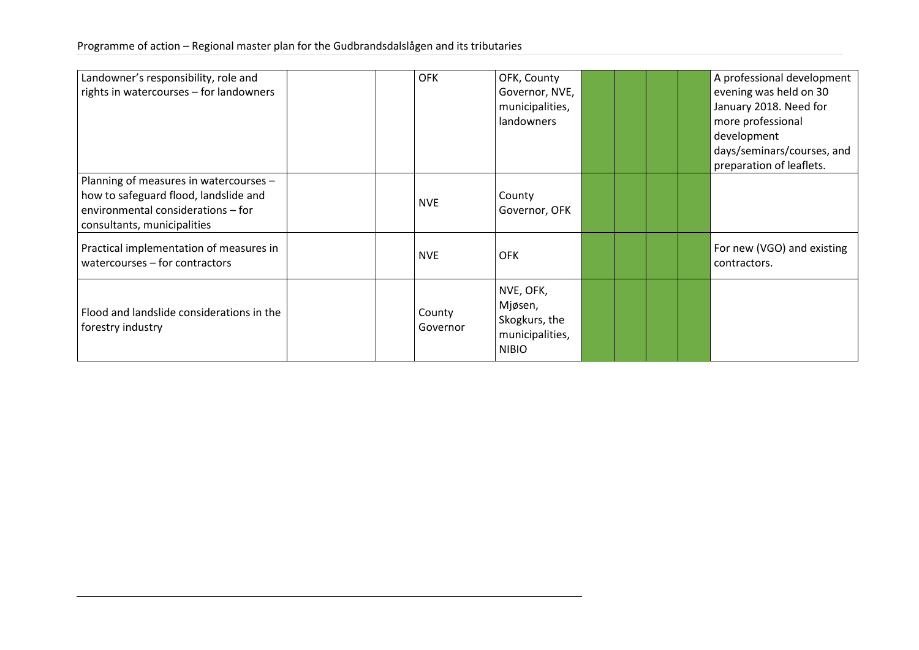| | | | | | | | | | |
|---|---|---|---|---|---|---|---|---|---|
| Landowner's responsibility, role and rights in watercourses – for landowners | | | OFK | OFK, County Governor, NVE, municipalities, landowners | | | | | A professional development evening was held on 30 January 2018. Need for more professional development days/seminars/courses, and preparation of leaflets. |
| Planning of measures in watercourses – how to safeguard flood, landslide and environmental considerations – for consultants, municipalities | | | NVE | County Governor, OFK | | | | | |
| Practical implementation of measures in watercourses – for contractors | | | NVE | OFK | | | | | For new (VGO) and existing contractors. |
| Flood and landslide considerations in the forestry industry | | | County Governor | NVE, OFK, Mjøsen, Skogkurs, the municipalities, NIBIO | | | | | |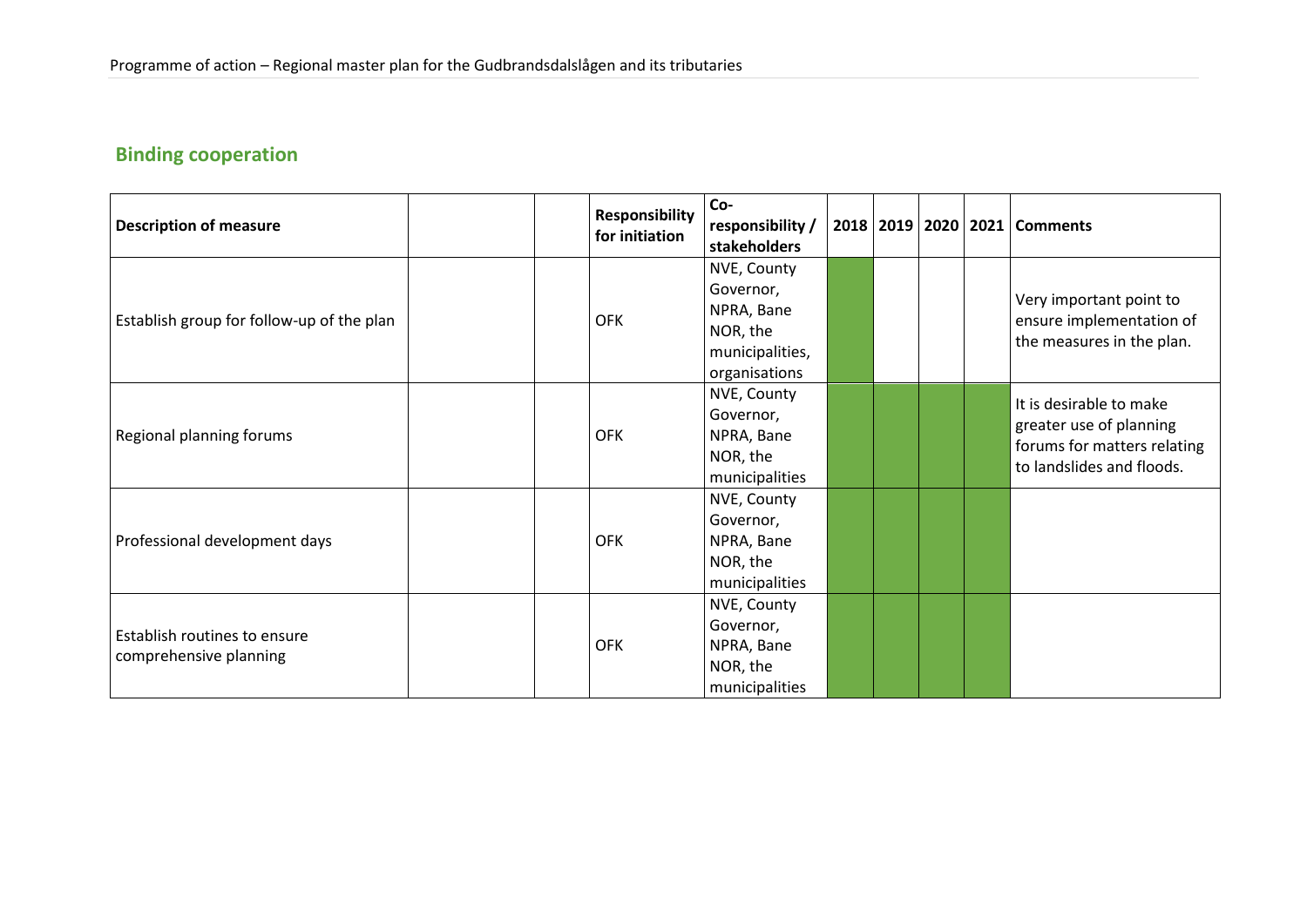## Binding cooperation

| Description of measure | | | Responsibility for initiation | Co-responsibility / stakeholders | 2018 | 2019 | 2020 | 2021 | Comments |
|---|---|---|---|---|---|---|---|---|---|
| Establish group for follow-up of the plan | | | OFK | NVE, County Governor, NPRA, Bane NOR, the municipalities, organisations | | | | | Very important point to ensure implementation of the measures in the plan. |
| Regional planning forums | | | OFK | NVE, County Governor, NPRA, Bane NOR, the municipalities | | | | | It is desirable to make greater use of planning forums for matters relating to landslides and floods. |
| Professional development days | | | OFK | NVE, County Governor, NPRA, Bane NOR, the municipalities | | | | | |
| Establish routines to ensure comprehensive planning | | | OFK | NVE, County Governor, NPRA, Bane NOR, the municipalities | | | | | |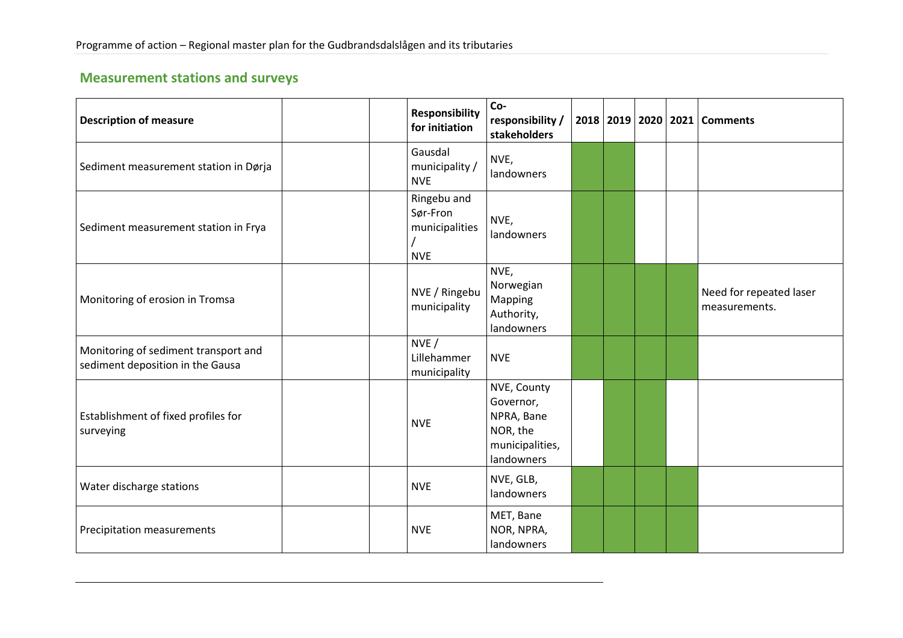## Measurement stations and surveys

| Description of measure | | | Responsibility for initiation | Co-responsibility / stakeholders | 2018 | 2019 | 2020 | 2021 | Comments |
|---|---|---|---|---|---|---|---|---|---|
| Sediment measurement station in Dørja | | | Gausdal municipality / NVE | NVE, landowners | | | | | |
| Sediment measurement station in Frya | | | Ringebu and Sør-Fron municipalities / NVE | NVE, landowners | | | | | |
| Monitoring of erosion in Tromsa | | | NVE / Ringebu municipality | NVE, Norwegian Mapping Authority, landowners | | | | | Need for repeated laser measurements. |
| Monitoring of sediment transport and sediment deposition in the Gausa | | | NVE / Lillehammer municipality | NVE | | | | | |
| Establishment of fixed profiles for surveying | | | NVE | NVE, County Governor, NPRA, Bane NOR, the municipalities, landowners | | | | | |
| Water discharge stations | | | NVE | NVE, GLB, landowners | | | | | |
| Precipitation measurements | | | NVE | MET, Bane NOR, NPRA, landowners | | | | | |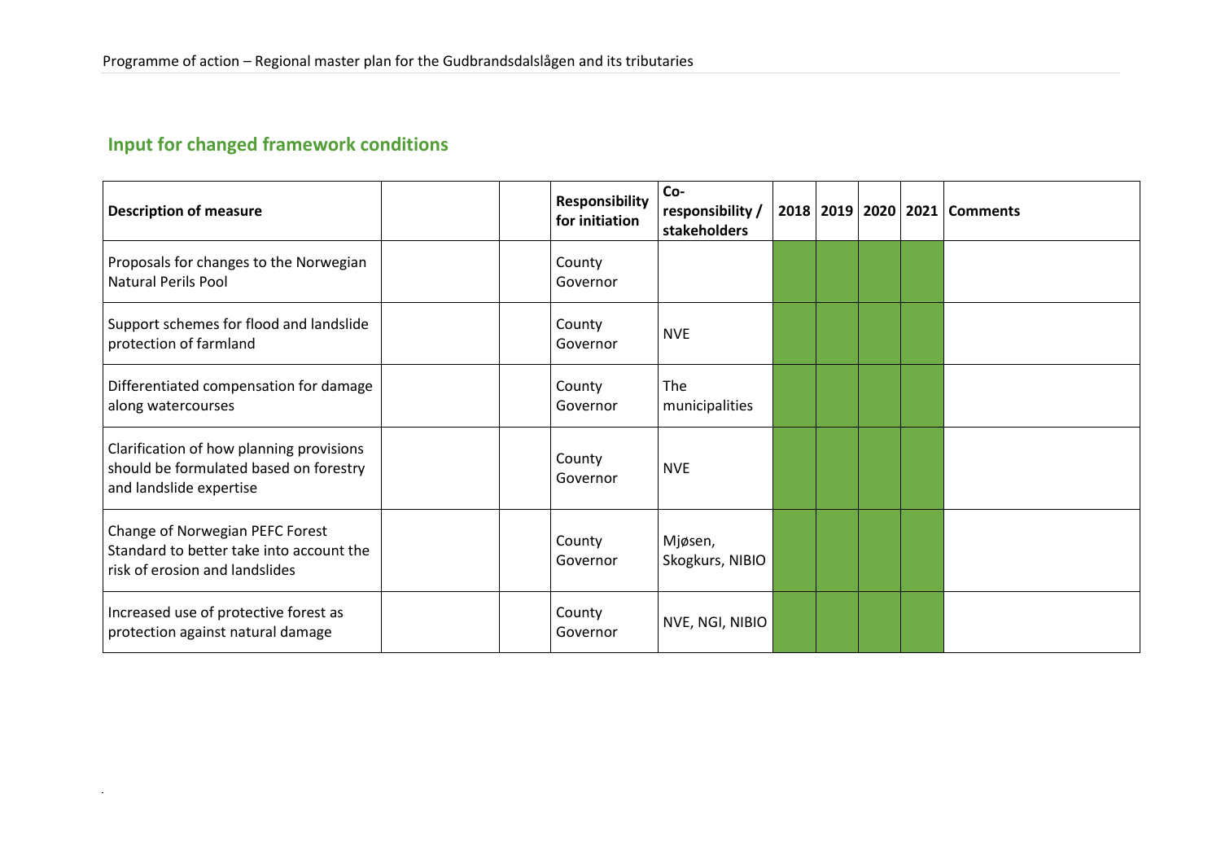## Input for changed framework conditions

| Description of measure | | | Responsibility for initiation | Co-responsibility / stakeholders | 2018 | 2019 | 2020 | 2021 | Comments |
|---|---|---|---|---|---|---|---|---|---|
| Proposals for changes to the Norwegian Natural Perils Pool | | | County Governor | | | | | | |
| Support schemes for flood and landslide protection of farmland | | | County Governor | NVE | | | | | |
| Differentiated compensation for damage along watercourses | | | County Governor | The municipalities | | | | | |
| Clarification of how planning provisions should be formulated based on forestry and landslide expertise | | | County Governor | NVE | | | | | |
| Change of Norwegian PEFC Forest Standard to better take into account the risk of erosion and landslides | | | County Governor | Mjøsen, Skogkurs, NIBIO | | | | | |
| Increased use of protective forest as protection against natural damage | | | County Governor | NVE, NGI, NIBIO | | | | | |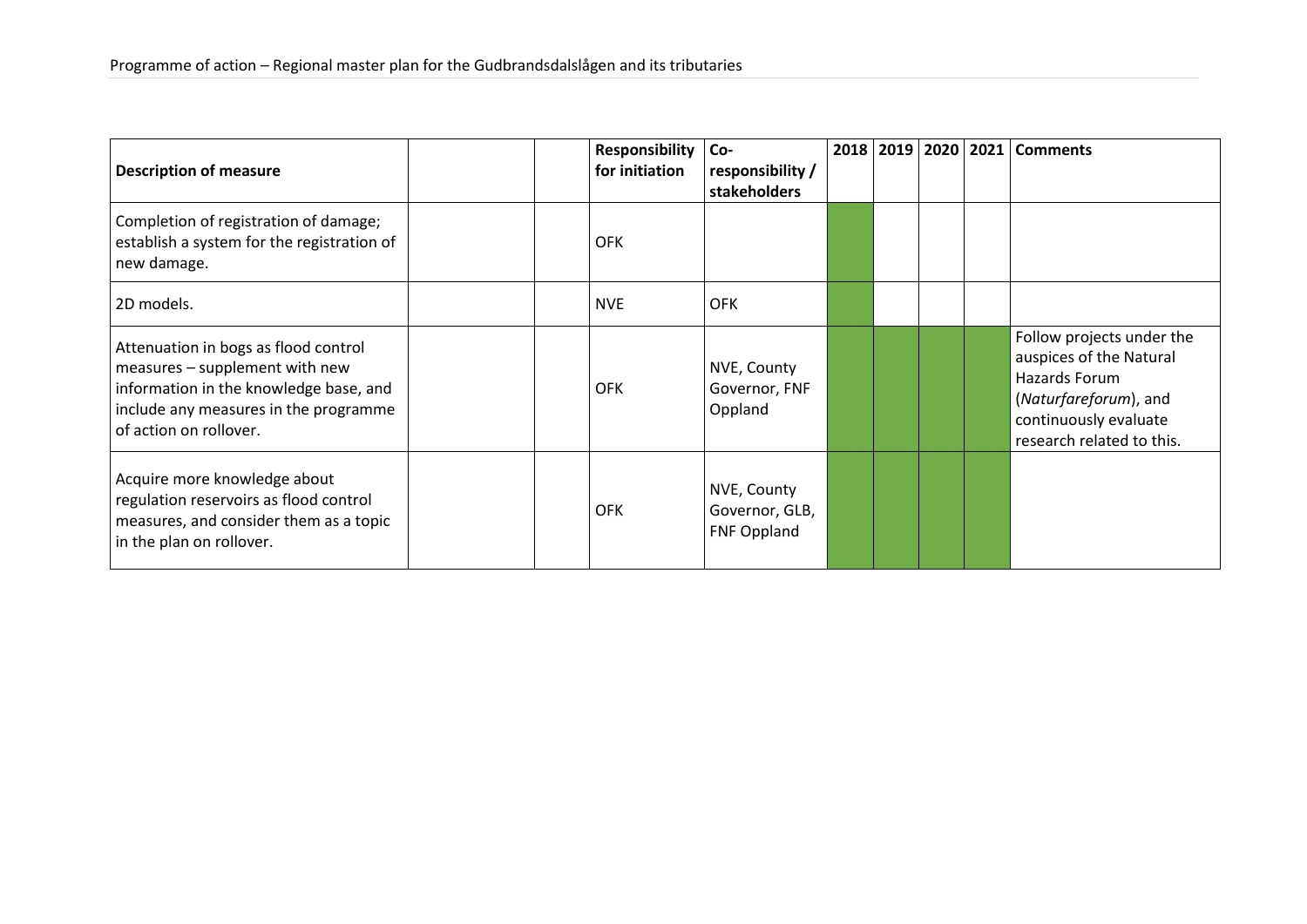| Description of measure | | | Responsibility for initiation | Co-responsibility / stakeholders | 2018 | 2019 | 2020 | 2021 | Comments |
|---|---|---|---|---|---|---|---|---|---|
| Completion of registration of damage; establish a system for the registration of new damage. | | | OFK | | | | | | |
| 2D models. | | | NVE | OFK | | | | | |
| Attenuation in bogs as flood control measures – supplement with new information in the knowledge base, and include any measures in the programme of action on rollover. | | | OFK | NVE, County Governor, FNF Oppland | | | | | Follow projects under the auspices of the Natural Hazards Forum (*Naturfareforum*), and continuously evaluate research related to this. |
| Acquire more knowledge about regulation reservoirs as flood control measures, and consider them as a topic in the plan on rollover. | | | OFK | NVE, County Governor, GLB, FNF Oppland | | | | | |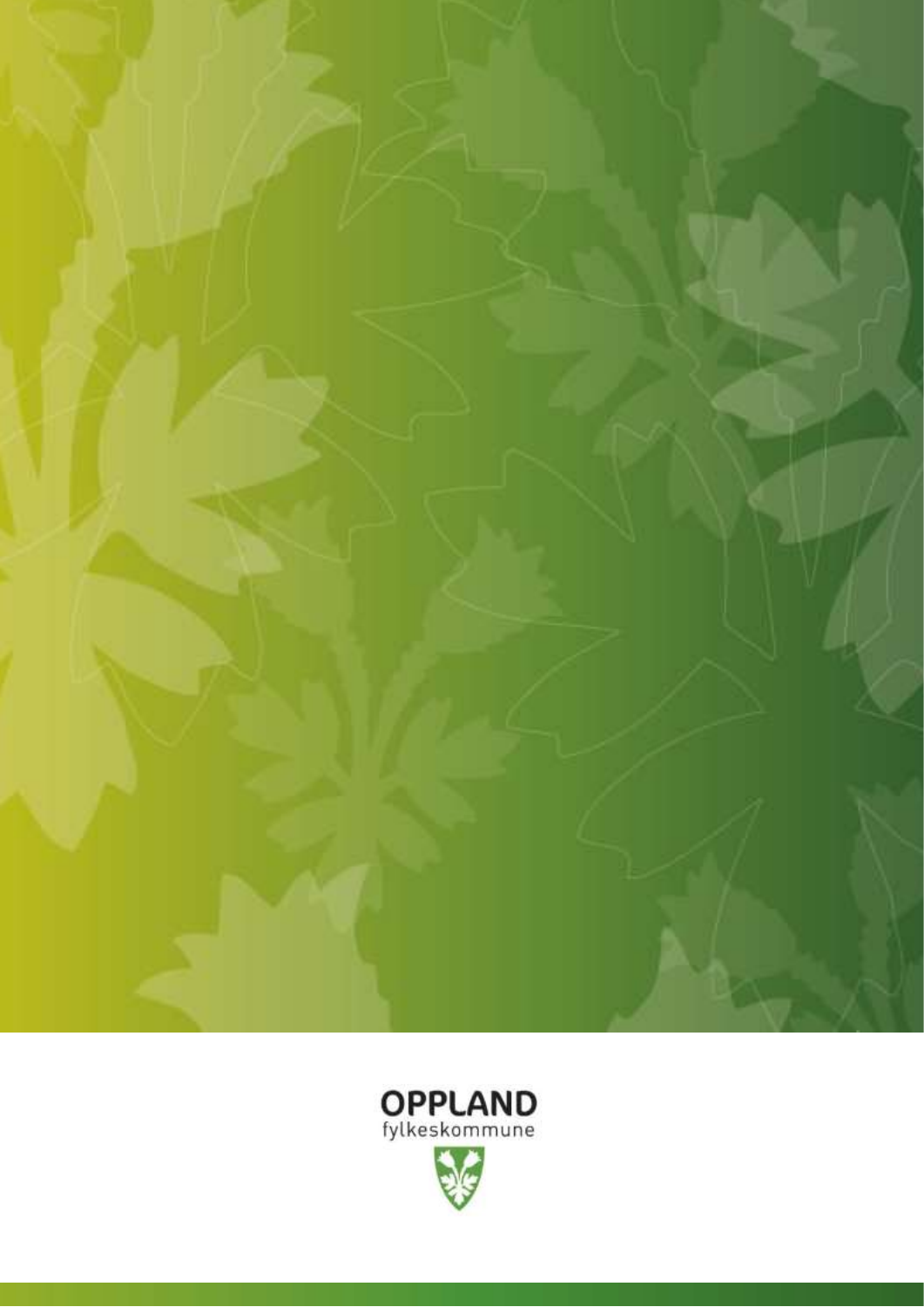OPPLAND
fylkeskommune